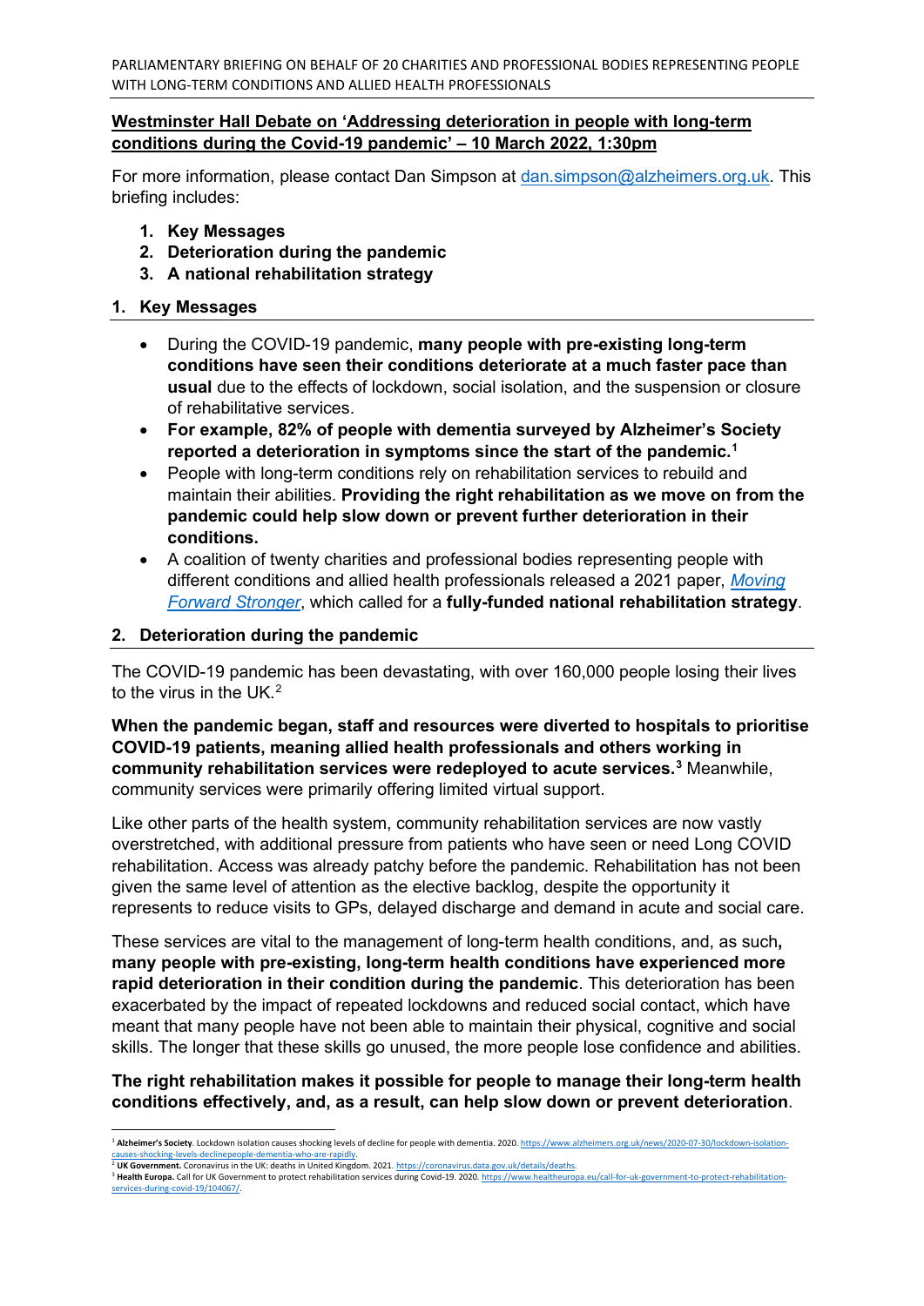PARLIAMENTARY BRIEFING ON BEHALF OF 20 CHARITIES AND PROFESSIONAL BODIES REPRESENTING PEOPLE WITH LONG-TERM CONDITIONS AND ALLIED HEALTH PROFESSIONALS

**Westminster Hall Debate on 'Addressing deterioration in people with long-term conditions during the Covid-19 pandemic' – 10 March 2022, 1:30pm**

For more information, please contact Dan Simpson at dan.simpson@alzheimers.org.uk. This briefing includes:

1. **Key Messages**
2. **Deterioration during the pandemic**
3. **A national rehabilitation strategy**

## 1. Key Messages

- During the COVID-19 pandemic, **many people with pre-existing long-term conditions have seen their conditions deteriorate at a much faster pace than usual** due to the effects of lockdown, social isolation, and the suspension or closure of rehabilitative services.
- **For example, 82% of people with dementia surveyed by Alzheimer's Society reported a deterioration in symptoms since the start of the pandemic.[1]**
- People with long-term conditions rely on rehabilitation services to rebuild and maintain their abilities. **Providing the right rehabilitation as we move on from the pandemic could help slow down or prevent further deterioration in their conditions.**
- A coalition of twenty charities and professional bodies representing people with different conditions and allied health professionals released a 2021 paper, *Moving Forward Stronger*, which called for a **fully-funded national rehabilitation strategy**.

## 2. Deterioration during the pandemic

The COVID-19 pandemic has been devastating, with over 160,000 people losing their lives to the virus in the UK.[2]

**When the pandemic began, staff and resources were diverted to hospitals to prioritise COVID-19 patients, meaning allied health professionals and others working in community rehabilitation services were redeployed to acute services.[3]** Meanwhile, community services were primarily offering limited virtual support.

Like other parts of the health system, community rehabilitation services are now vastly overstretched, with additional pressure from patients who have seen or need Long COVID rehabilitation. Access was already patchy before the pandemic. Rehabilitation has not been given the same level of attention as the elective backlog, despite the opportunity it represents to reduce visits to GPs, delayed discharge and demand in acute and social care.

These services are vital to the management of long-term health conditions, and, as such**, many people with pre-existing, long-term health conditions have experienced more rapid deterioration in their condition during the pandemic**. This deterioration has been exacerbated by the impact of repeated lockdowns and reduced social contact, which have meant that many people have not been able to maintain their physical, cognitive and social skills. The longer that these skills go unused, the more people lose confidence and abilities.

**The right rehabilitation makes it possible for people to manage their long-term health conditions effectively, and, as a result, can help slow down or prevent deterioration**.

---

[1] **Alzheimer's Society**. Lockdown isolation causes shocking levels of decline for people with dementia. 2020. https://www.alzheimers.org.uk/news/2020-07-30/lockdown-isolation-causes-shocking-levels-declinepeople-dementia-who-are-rapidly.

[2] **UK Government.** Coronavirus in the UK: deaths in United Kingdom. 2021. https://coronavirus.data.gov.uk/details/deaths.

[3] **Health Europa.** Call for UK Government to protect rehabilitation services during Covid-19. 2020. https://www.healtheuropa.eu/call-for-uk-government-to-protect-rehabilitation-services-during-covid-19/104067/.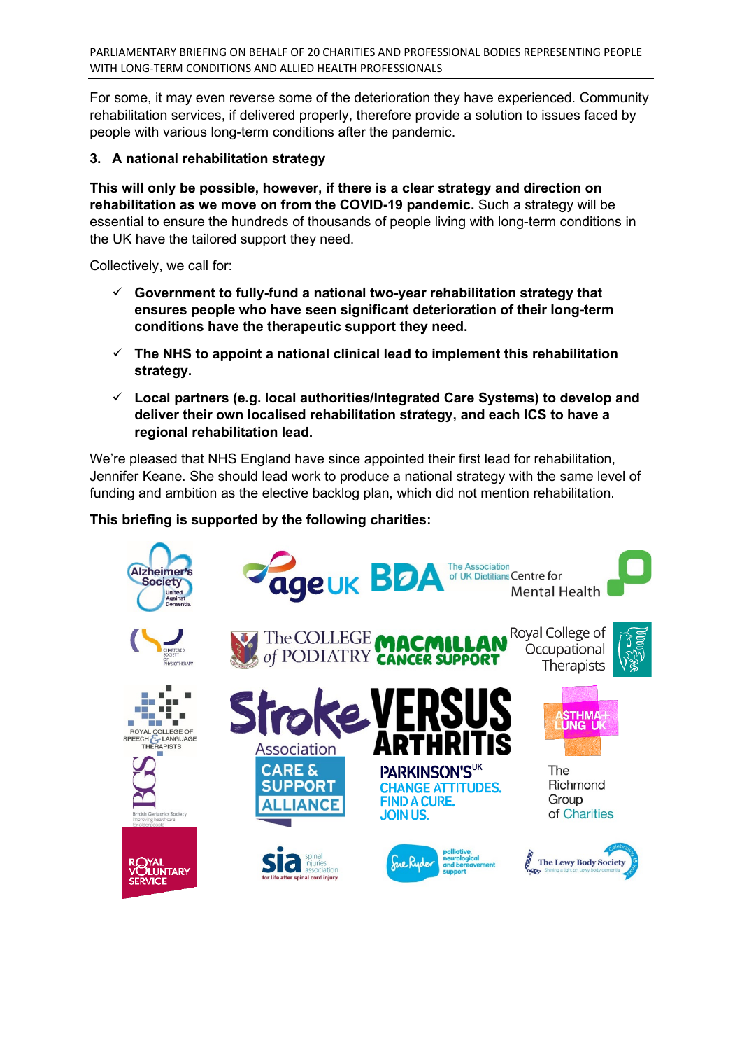For some, it may even reverse some of the deterioration they have experienced. Community rehabilitation services, if delivered properly, therefore provide a solution to issues faced by people with various long-term conditions after the pandemic.

## 3. A national rehabilitation strategy

**This will only be possible, however, if there is a clear strategy and direction on rehabilitation as we move on from the COVID-19 pandemic.** Such a strategy will be essential to ensure the hundreds of thousands of people living with long-term conditions in the UK have the tailored support they need.

Collectively, we call for:

- ✓ **Government to fully-fund a national two-year rehabilitation strategy that ensures people who have seen significant deterioration of their long-term conditions have the therapeutic support they need.**
- ✓ **The NHS to appoint a national clinical lead to implement this rehabilitation strategy.**
- ✓ **Local partners (e.g. local authorities/Integrated Care Systems) to develop and deliver their own localised rehabilitation strategy, and each ICS to have a regional rehabilitation lead.**

We're pleased that NHS England have since appointed their first lead for rehabilitation, Jennifer Keane. She should lead work to produce a national strategy with the same level of funding and ambition as the elective backlog plan, which did not mention rehabilitation.

**This briefing is supported by the following charities:**

Alzheimer's Society
Age UK
BDA The Association of UK Dietitians
Centre for Mental Health
Chartered Society of Physiotherapy
The College of Podiatry
Macmillan Cancer Support
Royal College of Occupational Therapists
Royal College of Speech & Language Therapists
Stroke Association
Versus Arthritis
Asthma + Lung UK
British Geriatrics Society
Care & Support Alliance
Parkinson's UK
The Richmond Group of Charities
Royal Voluntary Service
Spinal Injuries Association
Sue Ryder
The Lewy Body Society